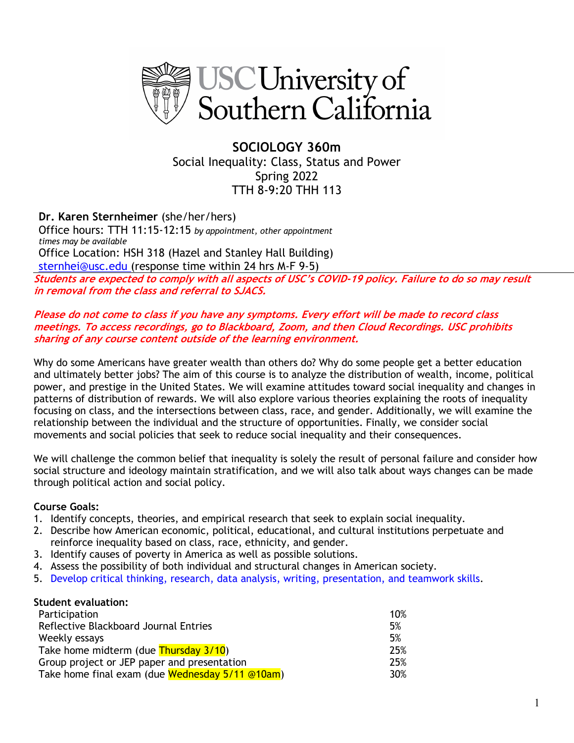# SOCIOLOGY 360m

Social Inequality: Class, Status and Power
Spring 2022
TTH 8-9:20 THH 113

**Dr. Karen Sternheimer** (she/her/hers)
Office hours: TTH 11:15-12:15 *by appointment, other appointment times may be available*
Office Location: HSH 318 (Hazel and Stanley Hall Building)
sternhei@usc.edu (response time within 24 hrs M-F 9-5)

***Students are expected to comply with all aspects of USC's COVID-19 policy. Failure to do so may result in removal from the class and referral to SJACS.***

***Please do not come to class if you have any symptoms. Every effort will be made to record class meetings. To access recordings, go to Blackboard, Zoom, and then Cloud Recordings. USC prohibits sharing of any course content outside of the learning environment.***

Why do some Americans have greater wealth than others do? Why do some people get a better education and ultimately better jobs? The aim of this course is to analyze the distribution of wealth, income, political power, and prestige in the United States. We will examine attitudes toward social inequality and changes in patterns of distribution of rewards. We will also explore various theories explaining the roots of inequality focusing on class, and the intersections between class, race, and gender. Additionally, we will examine the relationship between the individual and the structure of opportunities. Finally, we consider social movements and social policies that seek to reduce social inequality and their consequences.

We will challenge the common belief that inequality is solely the result of personal failure and consider how social structure and ideology maintain stratification, and we will also talk about ways changes can be made through political action and social policy.

**Course Goals:**

1. Identify concepts, theories, and empirical research that seek to explain social inequality.
2. Describe how American economic, political, educational, and cultural institutions perpetuate and reinforce inequality based on class, race, ethnicity, and gender.
3. Identify causes of poverty in America as well as possible solutions.
4. Assess the possibility of both individual and structural changes in American society.
5. Develop critical thinking, research, data analysis, writing, presentation, and teamwork skills.

**Student evaluation:**

| | |
|---|---|
| Participation | 10% |
| Reflective Blackboard Journal Entries | 5% |
| Weekly essays | 5% |
| Take home midterm (due Thursday 3/10) | 25% |
| Group project or JEP paper and presentation | 25% |
| Take home final exam (due Wednesday 5/11 @10am) | 30% |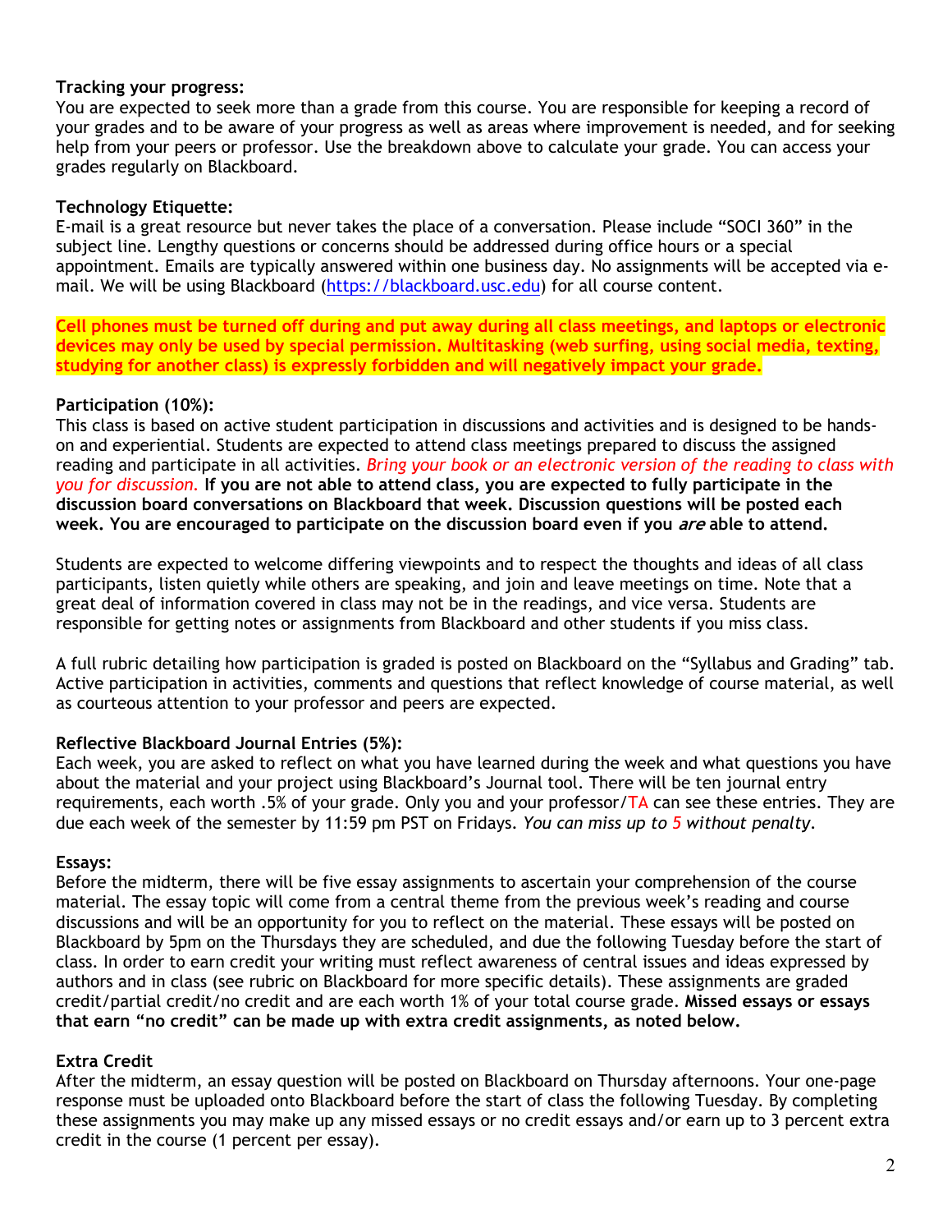**Tracking your progress:**
You are expected to seek more than a grade from this course. You are responsible for keeping a record of your grades and to be aware of your progress as well as areas where improvement is needed, and for seeking help from your peers or professor. Use the breakdown above to calculate your grade. You can access your grades regularly on Blackboard.

**Technology Etiquette:**
E-mail is a great resource but never takes the place of a conversation. Please include "SOCI 360" in the subject line. Lengthy questions or concerns should be addressed during office hours or a special appointment. Emails are typically answered within one business day. No assignments will be accepted via e-mail. We will be using Blackboard (https://blackboard.usc.edu) for all course content.

**Cell phones must be turned off during and put away during all class meetings, and laptops or electronic devices may only be used by special permission. Multitasking (web surfing, using social media, texting, studying for another class) is expressly forbidden and will negatively impact your grade.**

**Participation (10%):**
This class is based on active student participation in discussions and activities and is designed to be hands-on and experiential. Students are expected to attend class meetings prepared to discuss the assigned reading and participate in all activities. *Bring your book or an electronic version of the reading to class with you for discussion.* **If you are not able to attend class, you are expected to fully participate in the discussion board conversations on Blackboard that week. Discussion questions will be posted each week. You are encouraged to participate on the discussion board even if you *are* able to attend.**

Students are expected to welcome differing viewpoints and to respect the thoughts and ideas of all class participants, listen quietly while others are speaking, and join and leave meetings on time. Note that a great deal of information covered in class may not be in the readings, and vice versa. Students are responsible for getting notes or assignments from Blackboard and other students if you miss class.

A full rubric detailing how participation is graded is posted on Blackboard on the "Syllabus and Grading" tab. Active participation in activities, comments and questions that reflect knowledge of course material, as well as courteous attention to your professor and peers are expected.

**Reflective Blackboard Journal Entries (5%):**
Each week, you are asked to reflect on what you have learned during the week and what questions you have about the material and your project using Blackboard's Journal tool. There will be ten journal entry requirements, each worth .5% of your grade. Only you and your professor/TA can see these entries. They are due each week of the semester by 11:59 pm PST on Fridays. *You can miss up to 5 without penalty.*

**Essays:**
Before the midterm, there will be five essay assignments to ascertain your comprehension of the course material. The essay topic will come from a central theme from the previous week's reading and course discussions and will be an opportunity for you to reflect on the material. These essays will be posted on Blackboard by 5pm on the Thursdays they are scheduled, and due the following Tuesday before the start of class. In order to earn credit your writing must reflect awareness of central issues and ideas expressed by authors and in class (see rubric on Blackboard for more specific details). These assignments are graded credit/partial credit/no credit and are each worth 1% of your total course grade. **Missed essays or essays that earn "no credit" can be made up with extra credit assignments, as noted below.**

**Extra Credit**
After the midterm, an essay question will be posted on Blackboard on Thursday afternoons. Your one-page response must be uploaded onto Blackboard before the start of class the following Tuesday. By completing these assignments you may make up any missed essays or no credit essays and/or earn up to 3 percent extra credit in the course (1 percent per essay).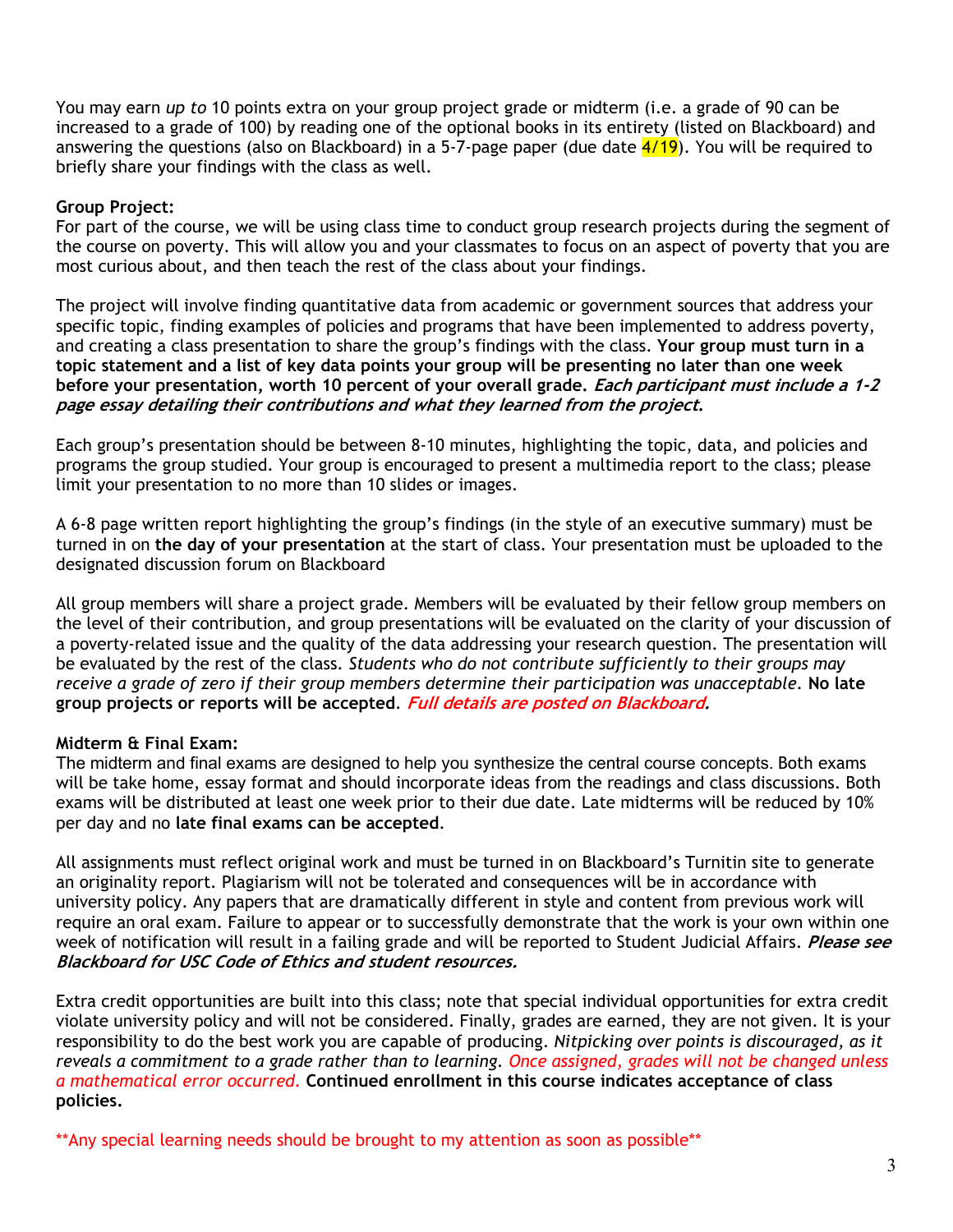You may earn *up to* 10 points extra on your group project grade or midterm (i.e. a grade of 90 can be increased to a grade of 100) by reading one of the optional books in its entirety (listed on Blackboard) and answering the questions (also on Blackboard) in a 5-7-page paper (due date 4/19). You will be required to briefly share your findings with the class as well.

**Group Project:**
For part of the course, we will be using class time to conduct group research projects during the segment of the course on poverty. This will allow you and your classmates to focus on an aspect of poverty that you are most curious about, and then teach the rest of the class about your findings.

The project will involve finding quantitative data from academic or government sources that address your specific topic, finding examples of policies and programs that have been implemented to address poverty, and creating a class presentation to share the group's findings with the class. **Your group must turn in a topic statement and a list of key data points your group will be presenting no later than one week before your presentation, worth 10 percent of your overall grade.** ***Each participant must include a 1-2 page essay detailing their contributions and what they learned from the project.***

Each group's presentation should be between 8-10 minutes, highlighting the topic, data, and policies and programs the group studied. Your group is encouraged to present a multimedia report to the class; please limit your presentation to no more than 10 slides or images.

A 6-8 page written report highlighting the group's findings (in the style of an executive summary) must be turned in on **the day of your presentation** at the start of class. Your presentation must be uploaded to the designated discussion forum on Blackboard

All group members will share a project grade. Members will be evaluated by their fellow group members on the level of their contribution, and group presentations will be evaluated on the clarity of your discussion of a poverty-related issue and the quality of the data addressing your research question. The presentation will be evaluated by the rest of the class. *Students who do not contribute sufficiently to their groups may receive a grade of zero if their group members determine their participation was unacceptable.* **No late group projects or reports will be accepted**. ***Full details are posted on Blackboard.***

**Midterm & Final Exam:**
The midterm and final exams are designed to help you synthesize the central course concepts. Both exams will be take home, essay format and should incorporate ideas from the readings and class discussions. Both exams will be distributed at least one week prior to their due date. Late midterms will be reduced by 10% per day and no **late final exams can be accepted**.

All assignments must reflect original work and must be turned in on Blackboard's Turnitin site to generate an originality report. Plagiarism will not be tolerated and consequences will be in accordance with university policy. Any papers that are dramatically different in style and content from previous work will require an oral exam. Failure to appear or to successfully demonstrate that the work is your own within one week of notification will result in a failing grade and will be reported to Student Judicial Affairs. ***Please see Blackboard for USC Code of Ethics and student resources.***

Extra credit opportunities are built into this class; note that special individual opportunities for extra credit violate university policy and will not be considered. Finally, grades are earned, they are not given. It is your responsibility to do the best work you are capable of producing. *Nitpicking over points is discouraged, as it reveals a commitment to a grade rather than to learning. Once assigned, grades will not be changed unless a mathematical error occurred.* **Continued enrollment in this course indicates acceptance of class policies.**

**Any special learning needs should be brought to my attention as soon as possible**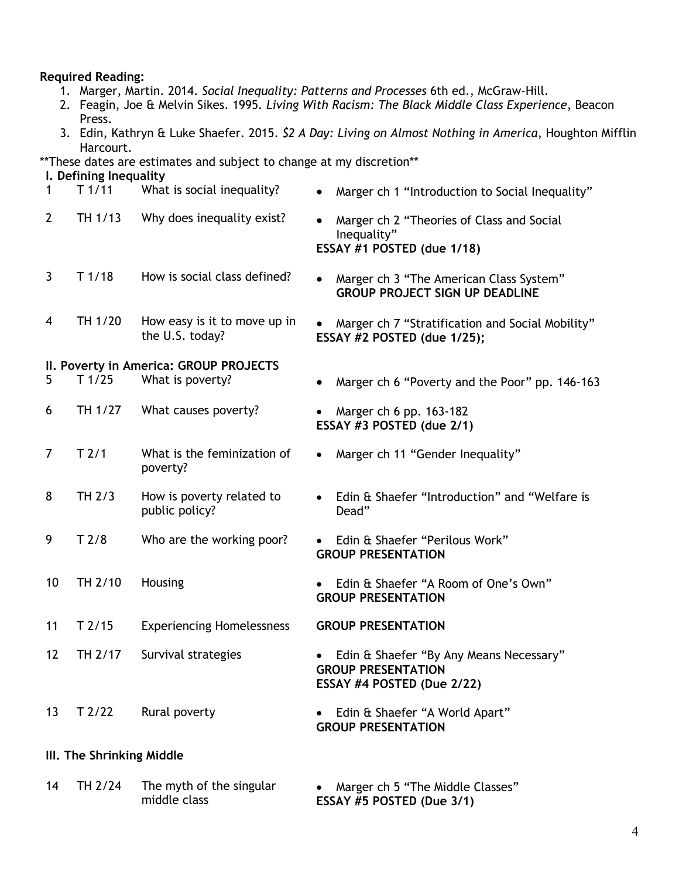**Required Reading:**

1. Marger, Martin. 2014. *Social Inequality: Patterns and Processes* 6th ed., McGraw-Hill.
2. Feagin, Joe & Melvin Sikes. 1995. *Living With Racism: The Black Middle Class Experience*, Beacon Press.
3. Edin, Kathryn & Luke Shaefer. 2015. *$2 A Day: Living on Almost Nothing in America*, Houghton Mifflin Harcourt.

**These dates are estimates and subject to change at my discretion**

**I. Defining Inequality**

| | | | |
|---|---|---|---|
| 1 | T 1/11 | What is social inequality? | • Marger ch 1 "Introduction to Social Inequality" |
| 2 | TH 1/13 | Why does inequality exist? | • Marger ch 2 "Theories of Class and Social Inequality" **ESSAY #1 POSTED (due 1/18)** |
| 3 | T 1/18 | How is social class defined? | • Marger ch 3 "The American Class System" **GROUP PROJECT SIGN UP DEADLINE** |
| 4 | TH 1/20 | How easy is it to move up in the U.S. today? | • Marger ch 7 "Stratification and Social Mobility" **ESSAY #2 POSTED (due 1/25);** |

**II. Poverty in America: GROUP PROJECTS**

| | | | |
|---|---|---|---|
| 5 | T 1/25 | What is poverty? | • Marger ch 6 "Poverty and the Poor" pp. 146-163 |
| 6 | TH 1/27 | What causes poverty? | • Marger ch 6 pp. 163-182 **ESSAY #3 POSTED (due 2/1)** |
| 7 | T 2/1 | What is the feminization of poverty? | • Marger ch 11 "Gender Inequality" |
| 8 | TH 2/3 | How is poverty related to public policy? | • Edin & Shaefer "Introduction" and "Welfare is Dead" |
| 9 | T 2/8 | Who are the working poor? | • Edin & Shaefer "Perilous Work" **GROUP PRESENTATION** |
| 10 | TH 2/10 | Housing | • Edin & Shaefer "A Room of One's Own" **GROUP PRESENTATION** |
| 11 | T 2/15 | Experiencing Homelessness | **GROUP PRESENTATION** |
| 12 | TH 2/17 | Survival strategies | • Edin & Shaefer "By Any Means Necessary" **GROUP PRESENTATION** **ESSAY #4 POSTED (Due 2/22)** |
| 13 | T 2/22 | Rural poverty | • Edin & Shaefer "A World Apart" **GROUP PRESENTATION** |

**III. The Shrinking Middle**

| | | | |
|---|---|---|---|
| 14 | TH 2/24 | The myth of the singular middle class | • Marger ch 5 "The Middle Classes" **ESSAY #5 POSTED (Due 3/1)** |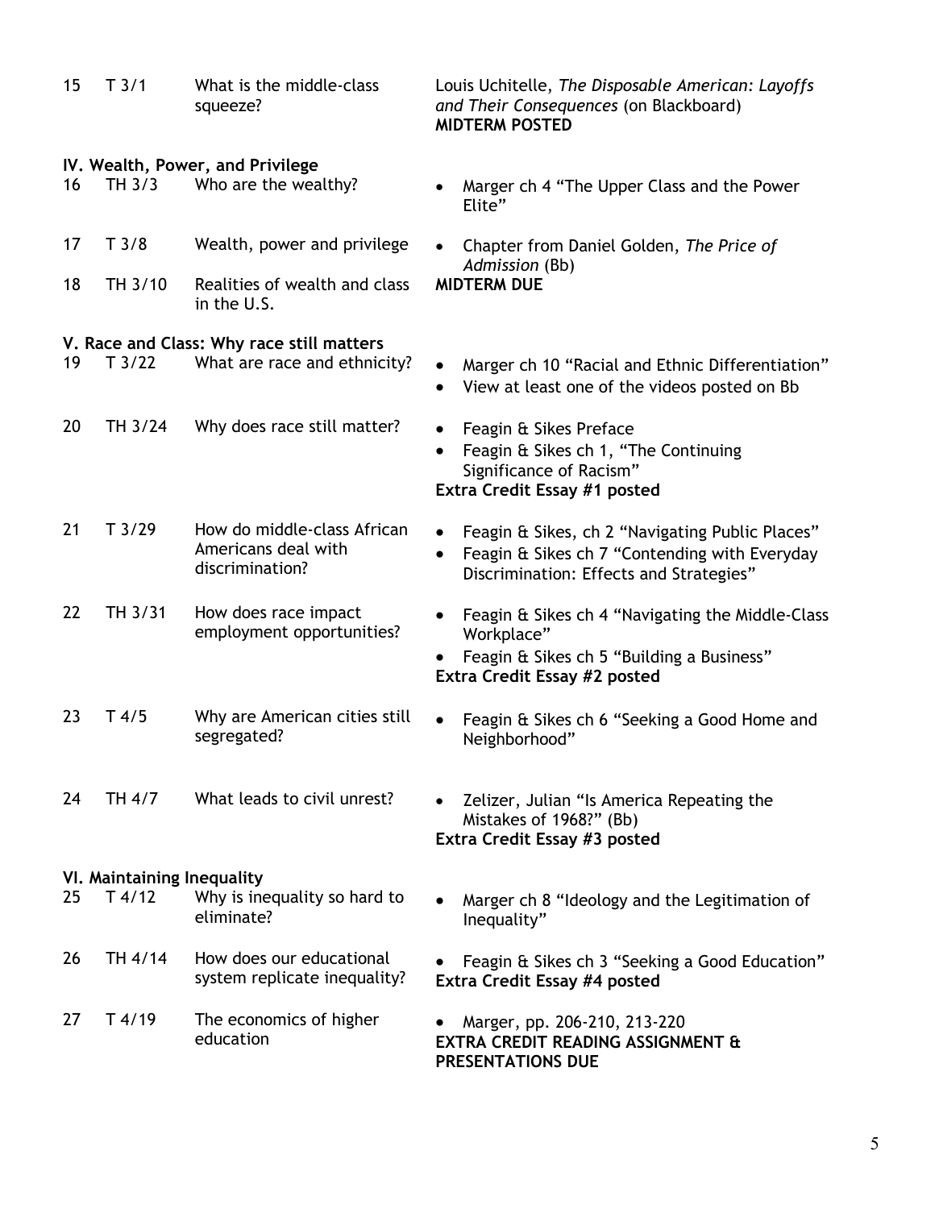| | | | |
|---|---|---|---|
| 15 | T 3/1 | What is the middle-class squeeze? | Louis Uchitelle, *The Disposable American: Layoffs and Their Consequences* (on Blackboard)<br>**MIDTERM POSTED** |

**IV. Wealth, Power, and Privilege**

| | | | |
|---|---|---|---|
| 16 | TH 3/3 | Who are the wealthy? | • Marger ch 4 "The Upper Class and the Power Elite" |
| 17 | T 3/8 | Wealth, power and privilege | • Chapter from Daniel Golden, *The Price of Admission* (Bb) |
| 18 | TH 3/10 | Realities of wealth and class in the U.S. | **MIDTERM DUE** |

**V. Race and Class: Why race still matters**

| | | | |
|---|---|---|---|
| 19 | T 3/22 | What are race and ethnicity? | • Marger ch 10 "Racial and Ethnic Differentiation"<br>• View at least one of the videos posted on Bb |
| 20 | TH 3/24 | Why does race still matter? | • Feagin & Sikes Preface<br>• Feagin & Sikes ch 1, "The Continuing Significance of Racism"<br>**Extra Credit Essay #1 posted** |
| 21 | T 3/29 | How do middle-class African Americans deal with discrimination? | • Feagin & Sikes, ch 2 "Navigating Public Places"<br>• Feagin & Sikes ch 7 "Contending with Everyday Discrimination: Effects and Strategies" |
| 22 | TH 3/31 | How does race impact employment opportunities? | • Feagin & Sikes ch 4 "Navigating the Middle-Class Workplace"<br>• Feagin & Sikes ch 5 "Building a Business"<br>**Extra Credit Essay #2 posted** |
| 23 | T 4/5 | Why are American cities still segregated? | • Feagin & Sikes ch 6 "Seeking a Good Home and Neighborhood" |
| 24 | TH 4/7 | What leads to civil unrest? | • Zelizer, Julian "Is America Repeating the Mistakes of 1968?" (Bb)<br>**Extra Credit Essay #3 posted** |

**VI. Maintaining Inequality**

| | | | |
|---|---|---|---|
| 25 | T 4/12 | Why is inequality so hard to eliminate? | • Marger ch 8 "Ideology and the Legitimation of Inequality" |
| 26 | TH 4/14 | How does our educational system replicate inequality? | • Feagin & Sikes ch 3 "Seeking a Good Education"<br>**Extra Credit Essay #4 posted** |
| 27 | T 4/19 | The economics of higher education | • Marger, pp. 206-210, 213-220<br>**EXTRA CREDIT READING ASSIGNMENT & PRESENTATIONS DUE** |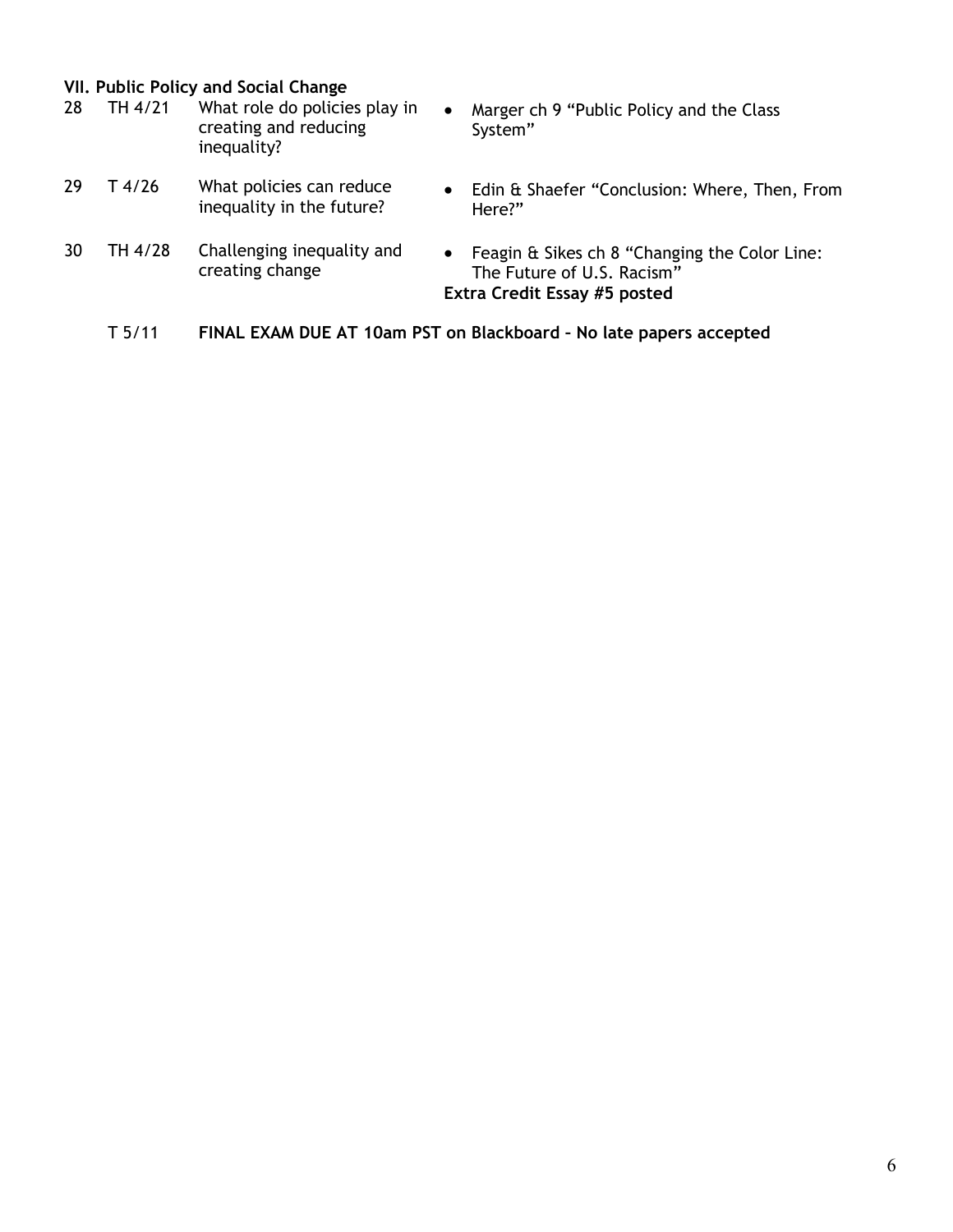**VII. Public Policy and Social Change**

| | | | |
|---|---|---|---|
| 28 | TH 4/21 | What role do policies play in creating and reducing inequality? | • Marger ch 9 "Public Policy and the Class System" |
| 29 | T 4/26 | What policies can reduce inequality in the future? | • Edin & Shaefer "Conclusion: Where, Then, From Here?" |
| 30 | TH 4/28 | Challenging inequality and creating change | • Feagin & Sikes ch 8 "Changing the Color Line: The Future of U.S. Racism"<br>**Extra Credit Essay #5 posted** |
| | T 5/11 | **FINAL EXAM DUE AT 10am PST on Blackboard – No late papers accepted** | |